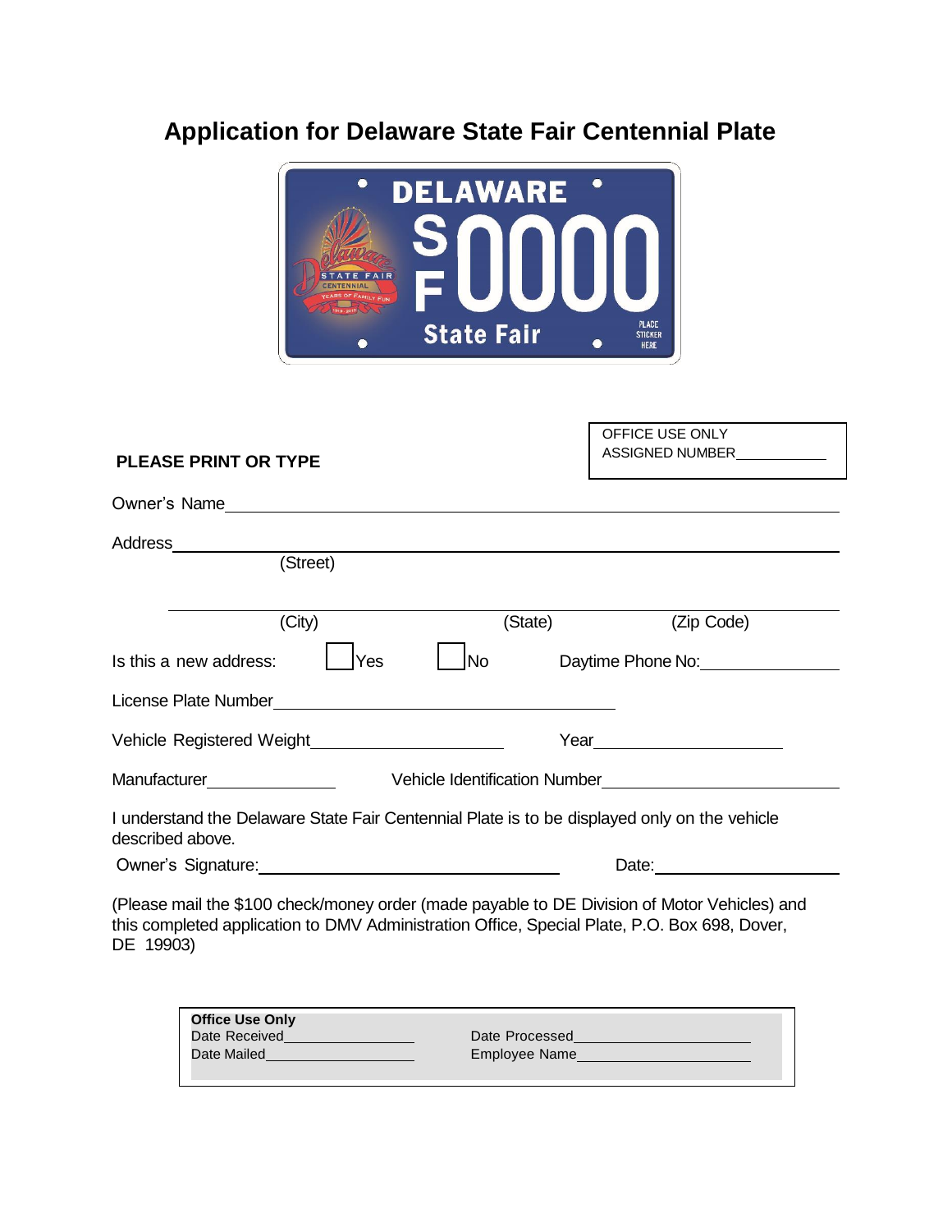# Application for Delaware State Fair Centennial Plate

OFFICE USE ONLY
ASSIGNED NUMBER___________

**PLEASE PRINT OR TYPE**

Owner's Name_______________________________________________

Address_______________________________________________
(Street)

_______________________________________________
(City) (State) (Zip Code)

Is this a new address: ☐ Yes ☐ No Daytime Phone No:_______________

License Plate Number_______________________________

Vehicle Registered Weight____________________ Year____________________

Manufacturer______________ Vehicle Identification Number_______________________

I understand the Delaware State Fair Centennial Plate is to be displayed only on the vehicle described above.

Owner's Signature:_______________________________ Date:____________________

(Please mail the $100 check/money order (made payable to DE Division of Motor Vehicles) and this completed application to DMV Administration Office, Special Plate, P.O. Box 698, Dover, DE 19903)

**Office Use Only**

Date Received________________ Date Processed____________________

Date Mailed__________________ Employee Name____________________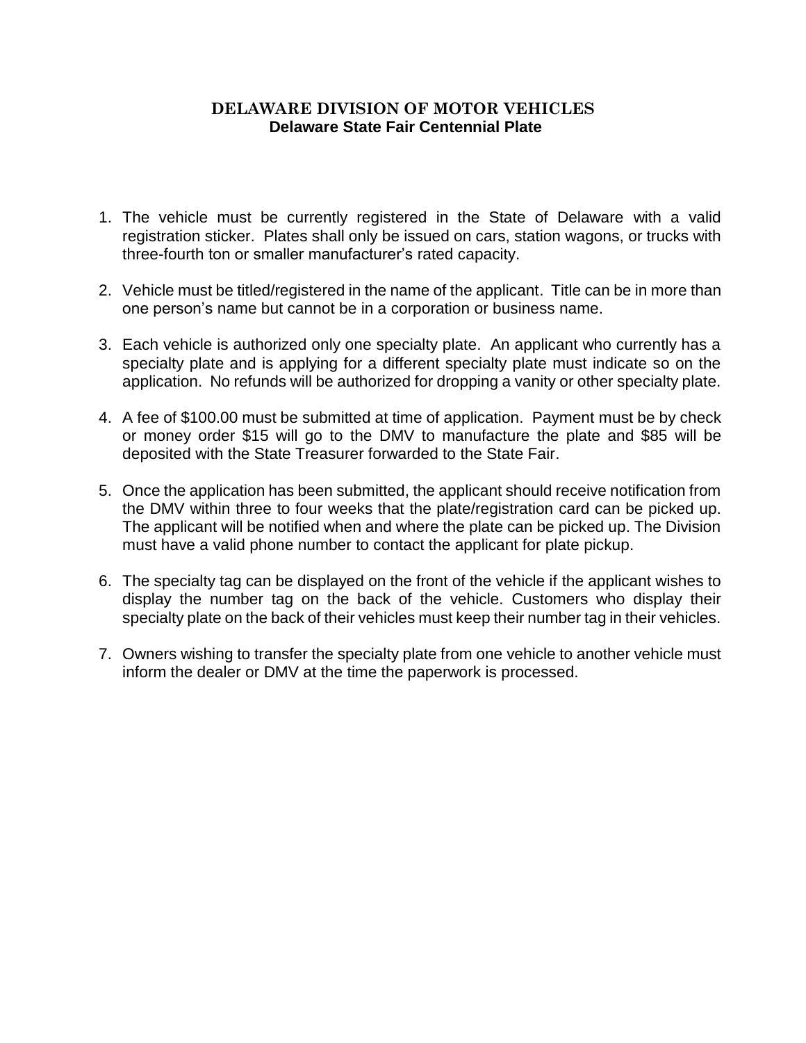# DELAWARE DIVISION OF MOTOR VEHICLES

## Delaware State Fair Centennial Plate

1. The vehicle must be currently registered in the State of Delaware with a valid registration sticker. Plates shall only be issued on cars, station wagons, or trucks with three-fourth ton or smaller manufacturer's rated capacity.

2. Vehicle must be titled/registered in the name of the applicant. Title can be in more than one person's name but cannot be in a corporation or business name.

3. Each vehicle is authorized only one specialty plate. An applicant who currently has a specialty plate and is applying for a different specialty plate must indicate so on the application. No refunds will be authorized for dropping a vanity or other specialty plate.

4. A fee of $100.00 must be submitted at time of application. Payment must be by check or money order $15 will go to the DMV to manufacture the plate and $85 will be deposited with the State Treasurer forwarded to the State Fair.

5. Once the application has been submitted, the applicant should receive notification from the DMV within three to four weeks that the plate/registration card can be picked up. The applicant will be notified when and where the plate can be picked up. The Division must have a valid phone number to contact the applicant for plate pickup.

6. The specialty tag can be displayed on the front of the vehicle if the applicant wishes to display the number tag on the back of the vehicle. Customers who display their specialty plate on the back of their vehicles must keep their number tag in their vehicles.

7. Owners wishing to transfer the specialty plate from one vehicle to another vehicle must inform the dealer or DMV at the time the paperwork is processed.